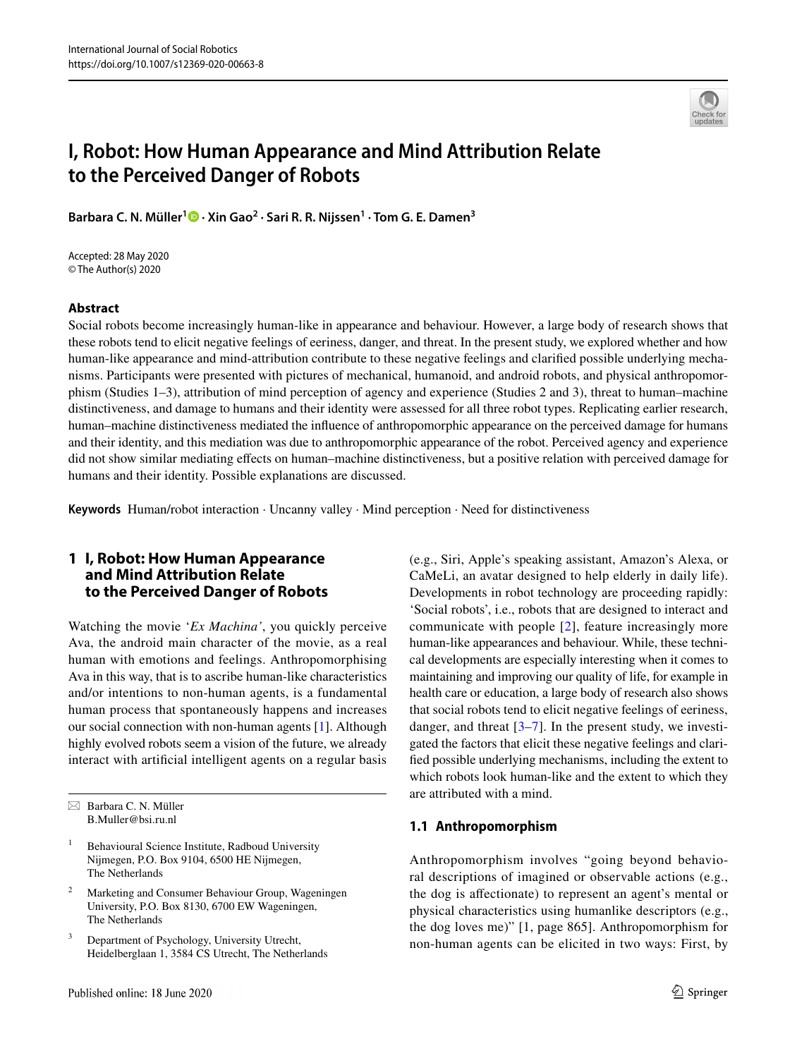# I, Robot: How Human Appearance and Mind Attribution Relate to the Perceived Danger of Robots

**Barbara C. N. Müller[1] · Xin Gao[2] · Sari R. R. Nijssen[1] · Tom G. E. Damen[3]**

Accepted: 28 May 2020
© The Author(s) 2020

## Abstract

Social robots become increasingly human-like in appearance and behaviour. However, a large body of research shows that these robots tend to elicit negative feelings of eeriness, danger, and threat. In the present study, we explored whether and how human-like appearance and mind-attribution contribute to these negative feelings and clarified possible underlying mechanisms. Participants were presented with pictures of mechanical, humanoid, and android robots, and physical anthropomorphism (Studies 1–3), attribution of mind perception of agency and experience (Studies 2 and 3), threat to human–machine distinctiveness, and damage to humans and their identity were assessed for all three robot types. Replicating earlier research, human–machine distinctiveness mediated the influence of anthropomorphic appearance on the perceived damage for humans and their identity, and this mediation was due to anthropomorphic appearance of the robot. Perceived agency and experience did not show similar mediating effects on human–machine distinctiveness, but a positive relation with perceived damage for humans and their identity. Possible explanations are discussed.

**Keywords** Human/robot interaction · Uncanny valley · Mind perception · Need for distinctiveness

## 1 I, Robot: How Human Appearance and Mind Attribution Relate to the Perceived Danger of Robots

Watching the movie '*Ex Machina*', you quickly perceive Ava, the android main character of the movie, as a real human with emotions and feelings. Anthropomorphising Ava in this way, that is to ascribe human-like characteristics and/or intentions to non-human agents, is a fundamental human process that spontaneously happens and increases our social connection with non-human agents [1]. Although highly evolved robots seem a vision of the future, we already interact with artificial intelligent agents on a regular basis (e.g., Siri, Apple's speaking assistant, Amazon's Alexa, or CaMeLi, an avatar designed to help elderly in daily life). Developments in robot technology are proceeding rapidly: 'Social robots', i.e., robots that are designed to interact and communicate with people [2], feature increasingly more human-like appearances and behaviour. While, these technical developments are especially interesting when it comes to maintaining and improving our quality of life, for example in health care or education, a large body of research also shows that social robots tend to elicit negative feelings of eeriness, danger, and threat [3–7]. In the present study, we investigated the factors that elicit these negative feelings and clarified possible underlying mechanisms, including the extent to which robots look human-like and the extent to which they are attributed with a mind.

### 1.1 Anthropomorphism

Anthropomorphism involves "going beyond behavioral descriptions of imagined or observable actions (e.g., the dog is affectionate) to represent an agent's mental or physical characteristics using humanlike descriptors (e.g., the dog loves me)" [1, page 865]. Anthropomorphism for non-human agents can be elicited in two ways: First, by

---

✉ Barbara C. N. Müller
B.Muller@bsi.ru.nl

[1] Behavioural Science Institute, Radboud University Nijmegen, P.O. Box 9104, 6500 HE Nijmegen, The Netherlands

[2] Marketing and Consumer Behaviour Group, Wageningen University, P.O. Box 8130, 6700 EW Wageningen, The Netherlands

[3] Department of Psychology, University Utrecht, Heidelberglaan 1, 3584 CS Utrecht, The Netherlands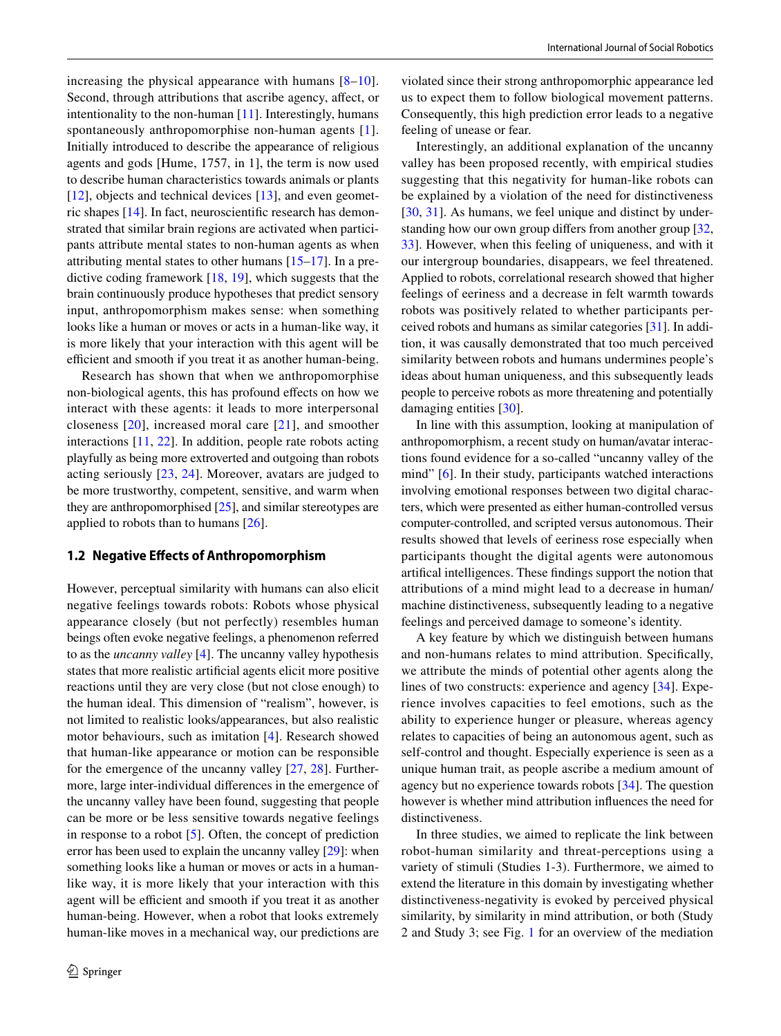increasing the physical appearance with humans [8–10]. Second, through attributions that ascribe agency, affect, or intentionality to the non-human [11]. Interestingly, humans spontaneously anthropomorphise non-human agents [1]. Initially introduced to describe the appearance of religious agents and gods [Hume, 1757, in 1], the term is now used to describe human characteristics towards animals or plants [12], objects and technical devices [13], and even geometric shapes [14]. In fact, neuroscientific research has demonstrated that similar brain regions are activated when participants attribute mental states to non-human agents as when attributing mental states to other humans [15–17]. In a predictive coding framework [18, 19], which suggests that the brain continuously produce hypotheses that predict sensory input, anthropomorphism makes sense: when something looks like a human or moves or acts in a human-like way, it is more likely that your interaction with this agent will be efficient and smooth if you treat it as another human-being.

Research has shown that when we anthropomorphise non-biological agents, this has profound effects on how we interact with these agents: it leads to more interpersonal closeness [20], increased moral care [21], and smoother interactions [11, 22]. In addition, people rate robots acting playfully as being more extroverted and outgoing than robots acting seriously [23, 24]. Moreover, avatars are judged to be more trustworthy, competent, sensitive, and warm when they are anthropomorphised [25], and similar stereotypes are applied to robots than to humans [26].

### 1.2 Negative Effects of Anthropomorphism

However, perceptual similarity with humans can also elicit negative feelings towards robots: Robots whose physical appearance closely (but not perfectly) resembles human beings often evoke negative feelings, a phenomenon referred to as the *uncanny valley* [4]. The uncanny valley hypothesis states that more realistic artificial agents elicit more positive reactions until they are very close (but not close enough) to the human ideal. This dimension of "realism", however, is not limited to realistic looks/appearances, but also realistic motor behaviours, such as imitation [4]. Research showed that human-like appearance or motion can be responsible for the emergence of the uncanny valley [27, 28]. Furthermore, large inter-individual differences in the emergence of the uncanny valley have been found, suggesting that people can be more or be less sensitive towards negative feelings in response to a robot [5]. Often, the concept of prediction error has been used to explain the uncanny valley [29]: when something looks like a human or moves or acts in a human-like way, it is more likely that your interaction with this agent will be efficient and smooth if you treat it as another human-being. However, when a robot that looks extremely human-like moves in a mechanical way, our predictions are violated since their strong anthropomorphic appearance led us to expect them to follow biological movement patterns. Consequently, this high prediction error leads to a negative feeling of unease or fear.

Interestingly, an additional explanation of the uncanny valley has been proposed recently, with empirical studies suggesting that this negativity for human-like robots can be explained by a violation of the need for distinctiveness [30, 31]. As humans, we feel unique and distinct by understanding how our own group differs from another group [32, 33]. However, when this feeling of uniqueness, and with it our intergroup boundaries, disappears, we feel threatened. Applied to robots, correlational research showed that higher feelings of eeriness and a decrease in felt warmth towards robots was positively related to whether participants perceived robots and humans as similar categories [31]. In addition, it was causally demonstrated that too much perceived similarity between robots and humans undermines people's ideas about human uniqueness, and this subsequently leads people to perceive robots as more threatening and potentially damaging entities [30].

In line with this assumption, looking at manipulation of anthropomorphism, a recent study on human/avatar interactions found evidence for a so-called "uncanny valley of the mind" [6]. In their study, participants watched interactions involving emotional responses between two digital characters, which were presented as either human-controlled versus computer-controlled, and scripted versus autonomous. Their results showed that levels of eeriness rose especially when participants thought the digital agents were autonomous artifical intelligences. These findings support the notion that attributions of a mind might lead to a decrease in human/machine distinctiveness, subsequently leading to a negative feelings and perceived damage to someone's identity.

A key feature by which we distinguish between humans and non-humans relates to mind attribution. Specifically, we attribute the minds of potential other agents along the lines of two constructs: experience and agency [34]. Experience involves capacities to feel emotions, such as the ability to experience hunger or pleasure, whereas agency relates to capacities of being an autonomous agent, such as self-control and thought. Especially experience is seen as a unique human trait, as people ascribe a medium amount of agency but no experience towards robots [34]. The question however is whether mind attribution influences the need for distinctiveness.

In three studies, we aimed to replicate the link between robot-human similarity and threat-perceptions using a variety of stimuli (Studies 1-3). Furthermore, we aimed to extend the literature in this domain by investigating whether distinctiveness-negativity is evoked by perceived physical similarity, by similarity in mind attribution, or both (Study 2 and Study 3; see Fig. 1 for an overview of the mediation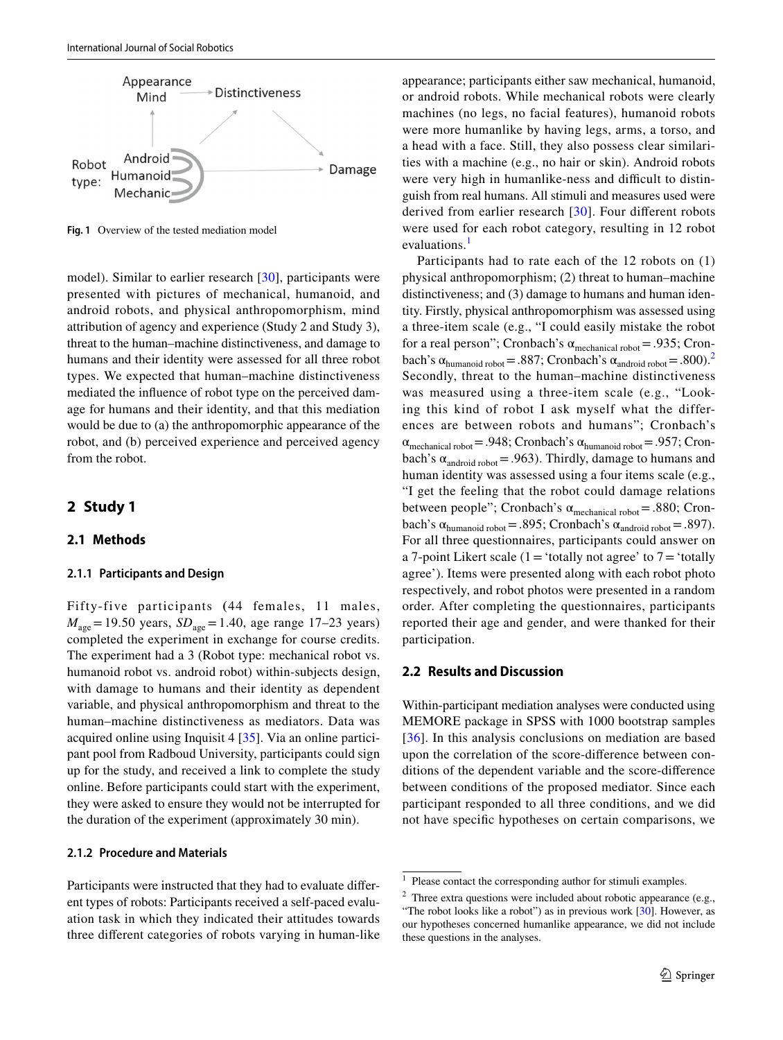Fig. 1 Overview of the tested mediation model

model). Similar to earlier research [30], participants were presented with pictures of mechanical, humanoid, and android robots, and physical anthropomorphism, mind attribution of agency and experience (Study 2 and Study 3), threat to the human–machine distinctiveness, and damage to humans and their identity were assessed for all three robot types. We expected that human–machine distinctiveness mediated the influence of robot type on the perceived damage for humans and their identity, and that this mediation would be due to (a) the anthropomorphic appearance of the robot, and (b) perceived experience and perceived agency from the robot.

## 2 Study 1

### 2.1 Methods

#### 2.1.1 Participants and Design

Fifty-five participants (44 females, 11 males, $M_{age} = 19.50$ years, $SD_{age} = 1.40$, age range 17–23 years) completed the experiment in exchange for course credits. The experiment had a 3 (Robot type: mechanical robot vs. humanoid robot vs. android robot) within-subjects design, with damage to humans and their identity as dependent variable, and physical anthropomorphism and threat to the human–machine distinctiveness as mediators. Data was acquired online using Inquisit 4 [35]. Via an online participant pool from Radboud University, participants could sign up for the study, and received a link to complete the study online. Before participants could start with the experiment, they were asked to ensure they would not be interrupted for the duration of the experiment (approximately 30 min).

#### 2.1.2 Procedure and Materials

Participants were instructed that they had to evaluate different types of robots: Participants received a self-paced evaluation task in which they indicated their attitudes towards three different categories of robots varying in human-like appearance; participants either saw mechanical, humanoid, or android robots. While mechanical robots were clearly machines (no legs, no facial features), humanoid robots were more humanlike by having legs, arms, a torso, and a head with a face. Still, they also possess clear similarities with a machine (e.g., no hair or skin). Android robots were very high in humanlike-ness and difficult to distinguish from real humans. All stimuli and measures used were derived from earlier research [30]. Four different robots were used for each robot category, resulting in 12 robot evaluations.[1]

Participants had to rate each of the 12 robots on (1) physical anthropomorphism; (2) threat to human–machine distinctiveness; and (3) damage to humans and human identity. Firstly, physical anthropomorphism was assessed using a three-item scale (e.g., "I could easily mistake the robot for a real person"; Cronbach's $\alpha_{\text{mechanical robot}} = .935$; Cronbach's $\alpha_{\text{humanoid robot}} = .887$; Cronbach's $\alpha_{\text{android robot}} = .800$).[2] Secondly, threat to the human–machine distinctiveness was measured using a three-item scale (e.g., "Looking this kind of robot I ask myself what the differences are between robots and humans"; Cronbach's $\alpha_{\text{mechanical robot}} = .948$; Cronbach's $\alpha_{\text{humanoid robot}} = .957$; Cronbach's $\alpha_{\text{android robot}} = .963$). Thirdly, damage to humans and human identity was assessed using a four items scale (e.g., "I get the feeling that the robot could damage relations between people"; Cronbach's $\alpha_{\text{mechanical robot}} = .880$; Cronbach's $\alpha_{\text{humanoid robot}} = .895$; Cronbach's $\alpha_{\text{android robot}} = .897$). For all three questionnaires, participants could answer on a 7-point Likert scale (1 = 'totally not agree' to 7 = 'totally agree'). Items were presented along with each robot photo respectively, and robot photos were presented in a random order. After completing the questionnaires, participants reported their age and gender, and were thanked for their participation.

### 2.2 Results and Discussion

Within-participant mediation analyses were conducted using MEMORE package in SPSS with 1000 bootstrap samples [36]. In this analysis conclusions on mediation are based upon the correlation of the score-difference between conditions of the dependent variable and the score-difference between conditions of the proposed mediator. Since each participant responded to all three conditions, and we did not have specific hypotheses on certain comparisons, we

---

[1] Please contact the corresponding author for stimuli examples.

[2] Three extra questions were included about robotic appearance (e.g., "The robot looks like a robot") as in previous work [30]. However, as our hypotheses concerned humanlike appearance, we did not include these questions in the analyses.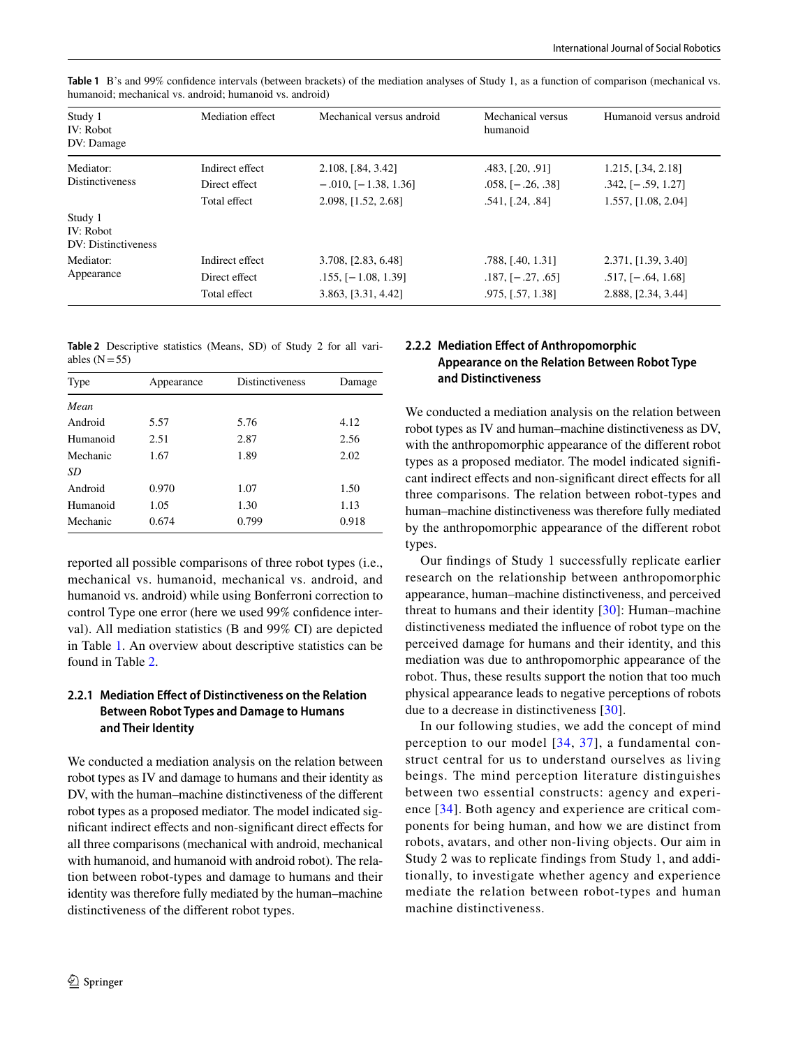**Table 1** B's and 99% confidence intervals (between brackets) of the mediation analyses of Study 1, as a function of comparison (mechanical vs. humanoid; mechanical vs. android; humanoid vs. android)

| Study 1<br>IV: Robot<br>DV: Damage | Mediation effect | Mechanical versus android | Mechanical versus humanoid | Humanoid versus android |
|---|---|---|---|---|
| Mediator: Distinctiveness | Indirect effect | 2.108, [.84, 3.42] | .483, [.20, .91] | 1.215, [.34, 2.18] |
| | Direct effect | −.010, [−1.38, 1.36] | .058, [−.26, .38] | .342, [−.59, 1.27] |
| | Total effect | 2.098, [1.52, 2.68] | .541, [.24, .84] | 1.557, [1.08, 2.04] |
| Study 1<br>IV: Robot<br>DV: Distinctiveness | | | | |
| Mediator: Appearance | Indirect effect | 3.708, [2.83, 6.48] | .788, [.40, 1.31] | 2.371, [1.39, 3.40] |
| | Direct effect | .155, [−1.08, 1.39] | .187, [−.27, .65] | .517, [−.64, 1.68] |
| | Total effect | 3.863, [3.31, 4.42] | .975, [.57, 1.38] | 2.888, [2.34, 3.44] |

**Table 2** Descriptive statistics (Means, SD) of Study 2 for all variables (N = 55)

| Type | Appearance | Distinctiveness | Damage |
|---|---|---|---|
| *Mean* | | | |
| Android | 5.57 | 5.76 | 4.12 |
| Humanoid | 2.51 | 2.87 | 2.56 |
| Mechanic | 1.67 | 1.89 | 2.02 |
| *SD* | | | |
| Android | 0.970 | 1.07 | 1.50 |
| Humanoid | 1.05 | 1.30 | 1.13 |
| Mechanic | 0.674 | 0.799 | 0.918 |

reported all possible comparisons of three robot types (i.e., mechanical vs. humanoid, mechanical vs. android, and humanoid vs. android) while using Bonferroni correction to control Type one error (here we used 99% confidence interval). All mediation statistics (B and 99% CI) are depicted in Table 1. An overview about descriptive statistics can be found in Table 2.

#### 2.2.1 Mediation Effect of Distinctiveness on the Relation Between Robot Types and Damage to Humans and Their Identity

We conducted a mediation analysis on the relation between robot types as IV and damage to humans and their identity as DV, with the human–machine distinctiveness of the different robot types as a proposed mediator. The model indicated significant indirect effects and non-significant direct effects for all three comparisons (mechanical with android, mechanical with humanoid, and humanoid with android robot). The relation between robot-types and damage to humans and their identity was therefore fully mediated by the human–machine distinctiveness of the different robot types.

#### 2.2.2 Mediation Effect of Anthropomorphic Appearance on the Relation Between Robot Type and Distinctiveness

We conducted a mediation analysis on the relation between robot types as IV and human–machine distinctiveness as DV, with the anthropomorphic appearance of the different robot types as a proposed mediator. The model indicated significant indirect effects and non-significant direct effects for all three comparisons. The relation between robot-types and human–machine distinctiveness was therefore fully mediated by the anthropomorphic appearance of the different robot types.

Our findings of Study 1 successfully replicate earlier research on the relationship between anthropomorphic appearance, human–machine distinctiveness, and perceived threat to humans and their identity [30]: Human–machine distinctiveness mediated the influence of robot type on the perceived damage for humans and their identity, and this mediation was due to anthropomorphic appearance of the robot. Thus, these results support the notion that too much physical appearance leads to negative perceptions of robots due to a decrease in distinctiveness [30].

In our following studies, we add the concept of mind perception to our model [34, 37], a fundamental construct central for us to understand ourselves as living beings. The mind perception literature distinguishes between two essential constructs: agency and experience [34]. Both agency and experience are critical components for being human, and how we are distinct from robots, avatars, and other non-living objects. Our aim in Study 2 was to replicate findings from Study 1, and additionally, to investigate whether agency and experience mediate the relation between robot-types and human machine distinctiveness.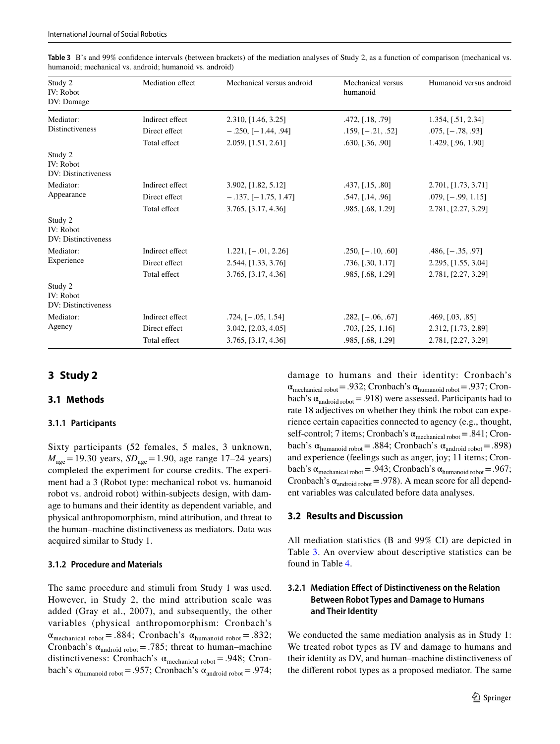**Table 3** B's and 99% confidence intervals (between brackets) of the mediation analyses of Study 2, as a function of comparison (mechanical vs. humanoid; mechanical vs. android; humanoid vs. android)

| Study 2<br>IV: Robot<br>DV: Damage | Mediation effect | Mechanical versus android | Mechanical versus humanoid | Humanoid versus android |
|---|---|---|---|---|
| Mediator: Distinctiveness | Indirect effect | 2.310, [1.46, 3.25] | .472, [.18, .79] | 1.354, [.51, 2.34] |
| | Direct effect | − .250, [− 1.44, .94] | .159, [− .21, .52] | .075, [− .78, .93] |
| | Total effect | 2.059, [1.51, 2.61] | .630, [.36, .90] | 1.429, [.96, 1.90] |
| Study 2<br>IV: Robot<br>DV: Distinctiveness | | | | |
| Mediator: Appearance | Indirect effect | 3.902, [1.82, 5.12] | .437, [.15, .80] | 2.701, [1.73, 3.71] |
| | Direct effect | − .137, [− 1.75, 1.47] | .547, [.14, .96] | .079, [− .99, 1.15] |
| | Total effect | 3.765, [3.17, 4.36] | .985, [.68, 1.29] | 2.781, [2.27, 3.29] |
| Study 2<br>IV: Robot<br>DV: Distinctiveness | | | | |
| Mediator: Experience | Indirect effect | 1.221, [− .01, 2.26] | .250, [− .10, .60] | .486, [− .35, .97] |
| | Direct effect | 2.544, [1.33, 3.76] | .736, [.30, 1.17] | 2.295, [1.55, 3.04] |
| | Total effect | 3.765, [3.17, 4.36] | .985, [.68, 1.29] | 2.781, [2.27, 3.29] |
| Study 2<br>IV: Robot<br>DV: Distinctiveness | | | | |
| Mediator: Agency | Indirect effect | .724, [− .05, 1.54] | .282, [− .06, .67] | .469, [.03, .85] |
| | Direct effect | 3.042, [2.03, 4.05] | .703, [.25, 1.16] | 2.312, [1.73, 2.89] |
| | Total effect | 3.765, [3.17, 4.36] | .985, [.68, 1.29] | 2.781, [2.27, 3.29] |

# 3 Study 2

## 3.1 Methods

### 3.1.1 Participants

Sixty participants (52 females, 5 males, 3 unknown, $M_{age} = 19.30$ years, $SD_{age} = 1.90$, age range 17–24 years) completed the experiment for course credits. The experiment had a 3 (Robot type: mechanical robot vs. humanoid robot vs. android robot) within-subjects design, with damage to humans and their identity as dependent variable, and physical anthropomorphism, mind attribution, and threat to the human–machine distinctiveness as mediators. Data was acquired similar to Study 1.

### 3.1.2 Procedure and Materials

The same procedure and stimuli from Study 1 was used. However, in Study 2, the mind attribution scale was added (Gray et al., 2007), and subsequently, the other variables (physical anthropomorphism: Cronbach's $\alpha_{\text{mechanical robot}} = .884$; Cronbach's $\alpha_{\text{humanoid robot}} = .832$; Cronbach's $\alpha_{\text{android robot}} = .785$; threat to human–machine distinctiveness: Cronbach's $\alpha_{\text{mechanical robot}} = .948$; Cronbach's $\alpha_{\text{humanoid robot}} = .957$; Cronbach's $\alpha_{\text{android robot}} = .974$; damage to humans and their identity: Cronbach's $\alpha_{\text{mechanical robot}} = .932$; Cronbach's $\alpha_{\text{humanoid robot}} = .937$; Cronbach's $\alpha_{\text{android robot}} = .918$) were assessed. Participants had to rate 18 adjectives on whether they think the robot can experience certain capacities connected to agency (e.g., thought, self-control; 7 items; Cronbach's $\alpha_{\text{mechanical robot}} = .841$; Cronbach's $\alpha_{\text{humanoid robot}} = .884$; Cronbach's $\alpha_{\text{android robot}} = .898$) and experience (feelings such as anger, joy; 11 items; Cronbach's $\alpha_{\text{mechanical robot}} = .943$; Cronbach's $\alpha_{\text{humanoid robot}} = .967$; Cronbach's $\alpha_{\text{android robot}} = .978$). A mean score for all dependent variables was calculated before data analyses.

## 3.2 Results and Discussion

All mediation statistics (B and 99% CI) are depicted in Table 3. An overview about descriptive statistics can be found in Table 4.

### 3.2.1 Mediation Effect of Distinctiveness on the Relation Between Robot Types and Damage to Humans and Their Identity

We conducted the same mediation analysis as in Study 1: We treated robot types as IV and damage to humans and their identity as DV, and human–machine distinctiveness of the different robot types as a proposed mediator. The same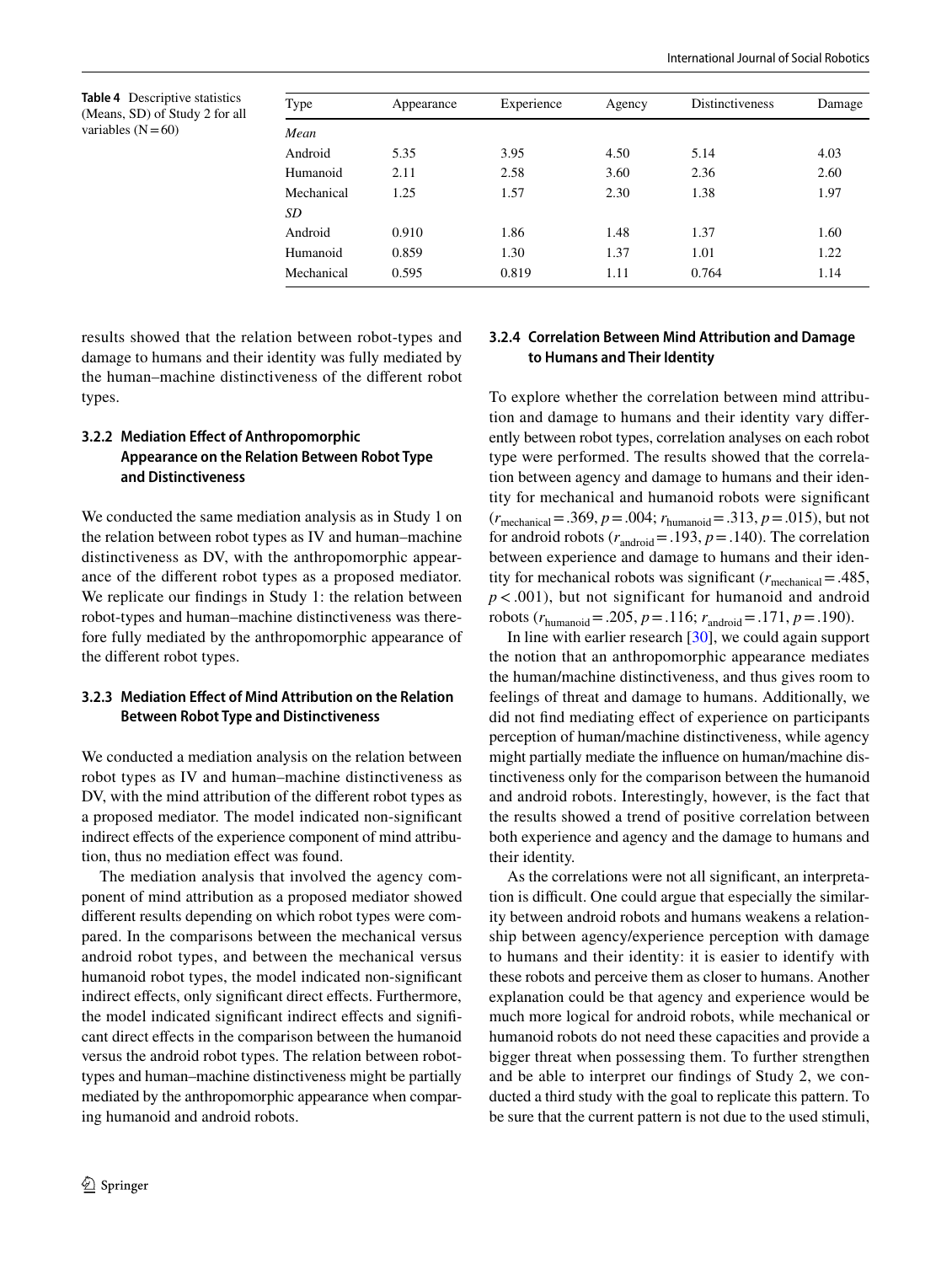**Table 4** Descriptive statistics (Means, SD) of Study 2 for all variables (N = 60)

| Type | Appearance | Experience | Agency | Distinctiveness | Damage |
|---|---|---|---|---|---|
| *Mean* | | | | | |
| Android | 5.35 | 3.95 | 4.50 | 5.14 | 4.03 |
| Humanoid | 2.11 | 2.58 | 3.60 | 2.36 | 2.60 |
| Mechanical | 1.25 | 1.57 | 2.30 | 1.38 | 1.97 |
| *SD* | | | | | |
| Android | 0.910 | 1.86 | 1.48 | 1.37 | 1.60 |
| Humanoid | 0.859 | 1.30 | 1.37 | 1.01 | 1.22 |
| Mechanical | 0.595 | 0.819 | 1.11 | 0.764 | 1.14 |

results showed that the relation between robot-types and damage to humans and their identity was fully mediated by the human–machine distinctiveness of the different robot types.

### 3.2.2 Mediation Effect of Anthropomorphic Appearance on the Relation Between Robot Type and Distinctiveness

We conducted the same mediation analysis as in Study 1 on the relation between robot types as IV and human–machine distinctiveness as DV, with the anthropomorphic appearance of the different robot types as a proposed mediator. We replicate our findings in Study 1: the relation between robot-types and human–machine distinctiveness was therefore fully mediated by the anthropomorphic appearance of the different robot types.

### 3.2.3 Mediation Effect of Mind Attribution on the Relation Between Robot Type and Distinctiveness

We conducted a mediation analysis on the relation between robot types as IV and human–machine distinctiveness as DV, with the mind attribution of the different robot types as a proposed mediator. The model indicated non-significant indirect effects of the experience component of mind attribution, thus no mediation effect was found.

The mediation analysis that involved the agency component of mind attribution as a proposed mediator showed different results depending on which robot types were compared. In the comparisons between the mechanical versus android robot types, and between the mechanical versus humanoid robot types, the model indicated non-significant indirect effects, only significant direct effects. Furthermore, the model indicated significant indirect effects and significant direct effects in the comparison between the humanoid versus the android robot types. The relation between robot-types and human–machine distinctiveness might be partially mediated by the anthropomorphic appearance when comparing humanoid and android robots.

### 3.2.4 Correlation Between Mind Attribution and Damage to Humans and Their Identity

To explore whether the correlation between mind attribution and damage to humans and their identity vary differently between robot types, correlation analyses on each robot type were performed. The results showed that the correlation between agency and damage to humans and their identity for mechanical and humanoid robots were significant ($r_{\text{mechanical}} = .369$, $p = .004$; $r_{\text{humanoid}} = .313$, $p = .015$), but not for android robots ($r_{\text{android}} = .193$, $p = .140$). The correlation between experience and damage to humans and their identity for mechanical robots was significant ($r_{\text{mechanical}} = .485$, $p < .001$), but not significant for humanoid and android robots ($r_{\text{humanoid}} = .205$, $p = .116$; $r_{\text{android}} = .171$, $p = .190$).

In line with earlier research [30], we could again support the notion that an anthropomorphic appearance mediates the human/machine distinctiveness, and thus gives room to feelings of threat and damage to humans. Additionally, we did not find mediating effect of experience on participants perception of human/machine distinctiveness, while agency might partially mediate the influence on human/machine distinctiveness only for the comparison between the humanoid and android robots. Interestingly, however, is the fact that the results showed a trend of positive correlation between both experience and agency and the damage to humans and their identity.

As the correlations were not all significant, an interpretation is difficult. One could argue that especially the similarity between android robots and humans weakens a relationship between agency/experience perception with damage to humans and their identity: it is easier to identify with these robots and perceive them as closer to humans. Another explanation could be that agency and experience would be much more logical for android robots, while mechanical or humanoid robots do not need these capacities and provide a bigger threat when possessing them. To further strengthen and be able to interpret our findings of Study 2, we conducted a third study with the goal to replicate this pattern. To be sure that the current pattern is not due to the used stimuli,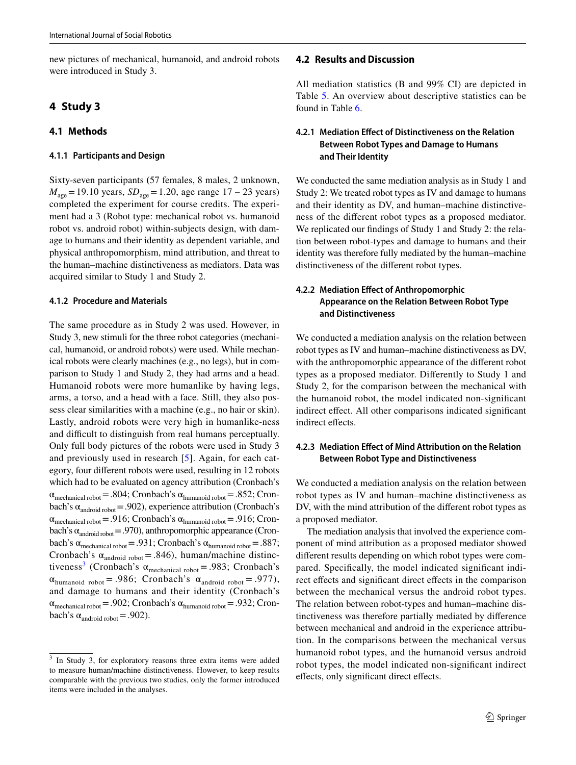new pictures of mechanical, humanoid, and android robots were introduced in Study 3.

## 4 Study 3

### 4.1 Methods

#### 4.1.1 Participants and Design

Sixty-seven participants (57 females, 8 males, 2 unknown, $M_{age} = 19.10$ years, $SD_{age} = 1.20$, age range 17 – 23 years) completed the experiment for course credits. The experiment had a 3 (Robot type: mechanical robot vs. humanoid robot vs. android robot) within-subjects design, with damage to humans and their identity as dependent variable, and physical anthropomorphism, mind attribution, and threat to the human–machine distinctiveness as mediators. Data was acquired similar to Study 1 and Study 2.

#### 4.1.2 Procedure and Materials

The same procedure as in Study 2 was used. However, in Study 3, new stimuli for the three robot categories (mechanical, humanoid, or android robots) were used. While mechanical robots were clearly machines (e.g., no legs), but in comparison to Study 1 and Study 2, they had arms and a head. Humanoid robots were more humanlike by having legs, arms, a torso, and a head with a face. Still, they also possess clear similarities with a machine (e.g., no hair or skin). Lastly, android robots were very high in humanlike-ness and difficult to distinguish from real humans perceptually. Only full body pictures of the robots were used in Study 3 and previously used in research [5]. Again, for each category, four different robots were used, resulting in 12 robots which had to be evaluated on agency attribution (Cronbach's $\alpha_{\text{mechanical robot}} = .804$; Cronbach's $\alpha_{\text{humanoid robot}} = .852$; Cronbach's $\alpha_{\text{android robot}} = .902$), experience attribution (Cronbach's $\alpha_{\text{mechanical robot}} = .916$; Cronbach's $\alpha_{\text{humanoid robot}} = .916$; Cronbach's $\alpha_{\text{android robot}} = .970$), anthropomorphic appearance (Cronbach's $\alpha_{\text{mechanical robot}} = .931$; Cronbach's $\alpha_{\text{humanoid robot}} = .887$; Cronbach's $\alpha_{\text{android robot}} = .846$), human/machine distinctiveness[3] (Cronbach's $\alpha_{\text{mechanical robot}} = .983$; Cronbach's $\alpha_{\text{humanoid robot}} = .986$; Cronbach's $\alpha_{\text{android robot}} = .977$), and damage to humans and their identity (Cronbach's $\alpha_{\text{mechanical robot}} = .902$; Cronbach's $\alpha_{\text{humanoid robot}} = .932$; Cronbach's $\alpha_{\text{android robot}} = .902$).

[3] In Study 3, for exploratory reasons three extra items were added to measure human/machine distinctiveness. However, to keep results comparable with the previous two studies, only the former introduced items were included in the analyses.

### 4.2 Results and Discussion

All mediation statistics (B and 99% CI) are depicted in Table 5. An overview about descriptive statistics can be found in Table 6.

#### 4.2.1 Mediation Effect of Distinctiveness on the Relation Between Robot Types and Damage to Humans and Their Identity

We conducted the same mediation analysis as in Study 1 and Study 2: We treated robot types as IV and damage to humans and their identity as DV, and human–machine distinctiveness of the different robot types as a proposed mediator. We replicated our findings of Study 1 and Study 2: the relation between robot-types and damage to humans and their identity was therefore fully mediated by the human–machine distinctiveness of the different robot types.

#### 4.2.2 Mediation Effect of Anthropomorphic Appearance on the Relation Between Robot Type and Distinctiveness

We conducted a mediation analysis on the relation between robot types as IV and human–machine distinctiveness as DV, with the anthropomorphic appearance of the different robot types as a proposed mediator. Differently to Study 1 and Study 2, for the comparison between the mechanical with the humanoid robot, the model indicated non-significant indirect effect. All other comparisons indicated significant indirect effects.

#### 4.2.3 Mediation Effect of Mind Attribution on the Relation Between Robot Type and Distinctiveness

We conducted a mediation analysis on the relation between robot types as IV and human–machine distinctiveness as DV, with the mind attribution of the different robot types as a proposed mediator.

The mediation analysis that involved the experience component of mind attribution as a proposed mediator showed different results depending on which robot types were compared. Specifically, the model indicated significant indirect effects and significant direct effects in the comparison between the mechanical versus the android robot types. The relation between robot-types and human–machine distinctiveness was therefore partially mediated by difference between mechanical and android in the experience attribution. In the comparisons between the mechanical versus humanoid robot types, and the humanoid versus android robot types, the model indicated non-significant indirect effects, only significant direct effects.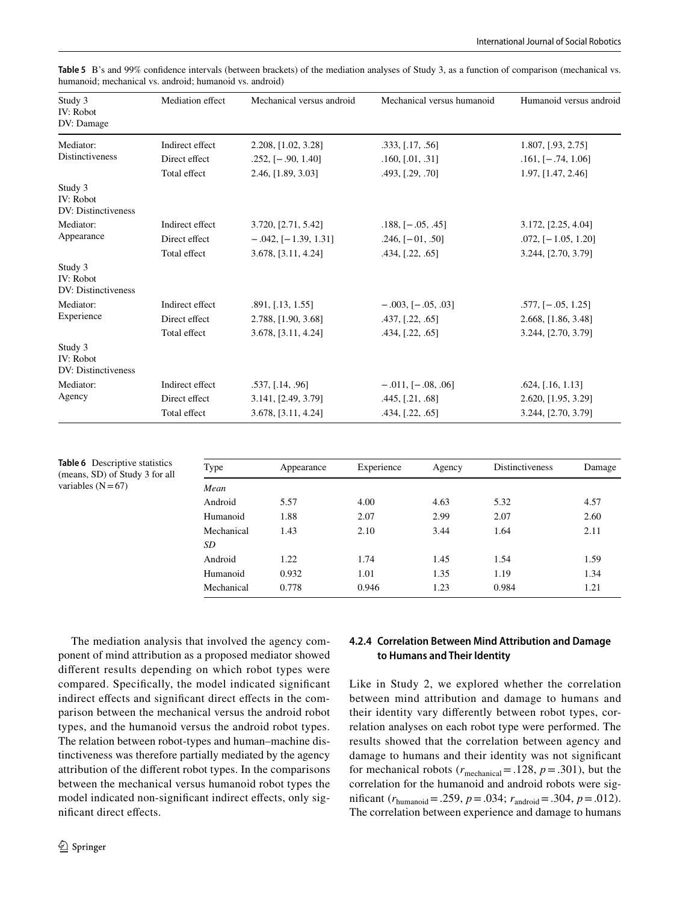**Table 5** B's and 99% confidence intervals (between brackets) of the mediation analyses of Study 3, as a function of comparison (mechanical vs. humanoid; mechanical vs. android; humanoid vs. android)

| Study 3<br>IV: Robot<br>DV: Damage | Mediation effect | Mechanical versus android | Mechanical versus humanoid | Humanoid versus android |
|---|---|---|---|---|
| Mediator: Distinctiveness | Indirect effect | 2.208, [1.02, 3.28] | .333, [.17, .56] | 1.807, [.93, 2.75] |
| | Direct effect | .252, [−.90, 1.40] | .160, [.01, .31] | .161, [−.74, 1.06] |
| | Total effect | 2.46, [1.89, 3.03] | .493, [.29, .70] | 1.97, [1.47, 2.46] |
| Study 3<br>IV: Robot<br>DV: Distinctiveness | | | | |
| Mediator: Appearance | Indirect effect | 3.720, [2.71, 5.42] | .188, [−.05, .45] | 3.172, [2.25, 4.04] |
| | Direct effect | −.042, [−1.39, 1.31] | .246, [−01, .50] | .072, [−1.05, 1.20] |
| | Total effect | 3.678, [3.11, 4.24] | .434, [.22, .65] | 3.244, [2.70, 3.79] |
| Study 3<br>IV: Robot<br>DV: Distinctiveness | | | | |
| Mediator: Experience | Indirect effect | .891, [.13, 1.55] | −.003, [−.05, .03] | .577, [−.05, 1.25] |
| | Direct effect | 2.788, [1.90, 3.68] | .437, [.22, .65] | 2.668, [1.86, 3.48] |
| | Total effect | 3.678, [3.11, 4.24] | .434, [.22, .65] | 3.244, [2.70, 3.79] |
| Study 3<br>IV: Robot<br>DV: Distinctiveness | | | | |
| Mediator: Agency | Indirect effect | .537, [.14, .96] | −.011, [−.08, .06] | .624, [.16, 1.13] |
| | Direct effect | 3.141, [2.49, 3.79] | .445, [.21, .68] | 2.620, [1.95, 3.29] |
| | Total effect | 3.678, [3.11, 4.24] | .434, [.22, .65] | 3.244, [2.70, 3.79] |

**Table 6** Descriptive statistics (means, SD) of Study 3 for all variables (N = 67)

| Type | Appearance | Experience | Agency | Distinctiveness | Damage |
|---|---|---|---|---|---|
| *Mean* | | | | | |
| Android | 5.57 | 4.00 | 4.63 | 5.32 | 4.57 |
| Humanoid | 1.88 | 2.07 | 2.99 | 2.07 | 2.60 |
| Mechanical | 1.43 | 2.10 | 3.44 | 1.64 | 2.11 |
| *SD* | | | | | |
| Android | 1.22 | 1.74 | 1.45 | 1.54 | 1.59 |
| Humanoid | 0.932 | 1.01 | 1.35 | 1.19 | 1.34 |
| Mechanical | 0.778 | 0.946 | 1.23 | 0.984 | 1.21 |

The mediation analysis that involved the agency component of mind attribution as a proposed mediator showed different results depending on which robot types were compared. Specifically, the model indicated significant indirect effects and significant direct effects in the comparison between the mechanical versus the android robot types, and the humanoid versus the android robot types. The relation between robot-types and human–machine distinctiveness was therefore partially mediated by the agency attribution of the different robot types. In the comparisons between the mechanical versus humanoid robot types the model indicated non-significant indirect effects, only significant direct effects.

#### 4.2.4 Correlation Between Mind Attribution and Damage to Humans and Their Identity

Like in Study 2, we explored whether the correlation between mind attribution and damage to humans and their identity vary differently between robot types, correlation analyses on each robot type were performed. The results showed that the correlation between agency and damage to humans and their identity was not significant for mechanical robots ($r_{\text{mechanical}} = .128$, $p = .301$), but the correlation for the humanoid and android robots were significant ($r_{\text{humanoid}} = .259$, $p = .034$; $r_{\text{android}} = .304$, $p = .012$). The correlation between experience and damage to humans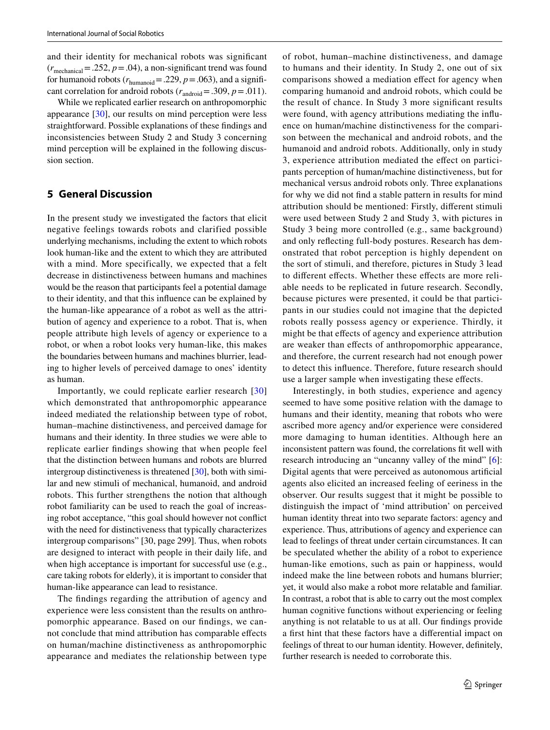and their identity for mechanical robots was significant ($r_{\text{mechanical}} = .252$, $p = .04$), a non-significant trend was found for humanoid robots ($r_{\text{humanoid}} = .229$, $p = .063$), and a significant correlation for android robots ($r_{\text{android}} = .309$, $p = .011$).

While we replicated earlier research on anthropomorphic appearance [30], our results on mind perception were less straightforward. Possible explanations of these findings and inconsistencies between Study 2 and Study 3 concerning mind perception will be explained in the following discussion section.

## 5 General Discussion

In the present study we investigated the factors that elicit negative feelings towards robots and clarified possible underlying mechanisms, including the extent to which robots look human-like and the extent to which they are attributed with a mind. More specifically, we expected that a felt decrease in distinctiveness between humans and machines would be the reason that participants feel a potential damage to their identity, and that this influence can be explained by the human-like appearance of a robot as well as the attribution of agency and experience to a robot. That is, when people attribute high levels of agency or experience to a robot, or when a robot looks very human-like, this makes the boundaries between humans and machines blurrier, leading to higher levels of perceived damage to ones' identity as human.

Importantly, we could replicate earlier research [30] which demonstrated that anthropomorphic appearance indeed mediated the relationship between type of robot, human–machine distinctiveness, and perceived damage for humans and their identity. In three studies we were able to replicate earlier findings showing that when people feel that the distinction between humans and robots are blurred intergroup distinctiveness is threatened [30], both with similar and new stimuli of mechanical, humanoid, and android robots. This further strengthens the notion that although robot familiarity can be used to reach the goal of increasing robot acceptance, "this goal should however not conflict with the need for distinctiveness that typically characterizes intergroup comparisons" [30, page 299]. Thus, when robots are designed to interact with people in their daily life, and when high acceptance is important for successful use (e.g., care taking robots for elderly), it is important to consider that human-like appearance can lead to resistance.

The findings regarding the attribution of agency and experience were less consistent than the results on anthropomorphic appearance. Based on our findings, we cannot conclude that mind attribution has comparable effects on human/machine distinctiveness as anthropomorphic appearance and mediates the relationship between type of robot, human–machine distinctiveness, and damage to humans and their identity. In Study 2, one out of six comparisons showed a mediation effect for agency when comparing humanoid and android robots, which could be the result of chance. In Study 3 more significant results were found, with agency attributions mediating the influence on human/machine distinctiveness for the comparison between the mechanical and android robots, and the humanoid and android robots. Additionally, only in study 3, experience attribution mediated the effect on participants perception of human/machine distinctiveness, but for mechanical versus android robots only. Three explanations for why we did not find a stable pattern in results for mind attribution should be mentioned: Firstly, different stimuli were used between Study 2 and Study 3, with pictures in Study 3 being more controlled (e.g., same background) and only reflecting full-body postures. Research has demonstrated that robot perception is highly dependent on the sort of stimuli, and therefore, pictures in Study 3 lead to different effects. Whether these effects are more reliable needs to be replicated in future research. Secondly, because pictures were presented, it could be that participants in our studies could not imagine that the depicted robots really possess agency or experience. Thirdly, it might be that effects of agency and experience attribution are weaker than effects of anthropomorphic appearance, and therefore, the current research had not enough power to detect this influence. Therefore, future research should use a larger sample when investigating these effects.

Interestingly, in both studies, experience and agency seemed to have some positive relation with the damage to humans and their identity, meaning that robots who were ascribed more agency and/or experience were considered more damaging to human identities. Although here an inconsistent pattern was found, the correlations fit well with research introducing an "uncanny valley of the mind" [6]: Digital agents that were perceived as autonomous artificial agents also elicited an increased feeling of eeriness in the observer. Our results suggest that it might be possible to distinguish the impact of 'mind attribution' on perceived human identity threat into two separate factors: agency and experience. Thus, attributions of agency and experience can lead to feelings of threat under certain circumstances. It can be speculated whether the ability of a robot to experience human-like emotions, such as pain or happiness, would indeed make the line between robots and humans blurrier; yet, it would also make a robot more relatable and familiar. In contrast, a robot that is able to carry out the most complex human cognitive functions without experiencing or feeling anything is not relatable to us at all. Our findings provide a first hint that these factors have a differential impact on feelings of threat to our human identity. However, definitely, further research is needed to corroborate this.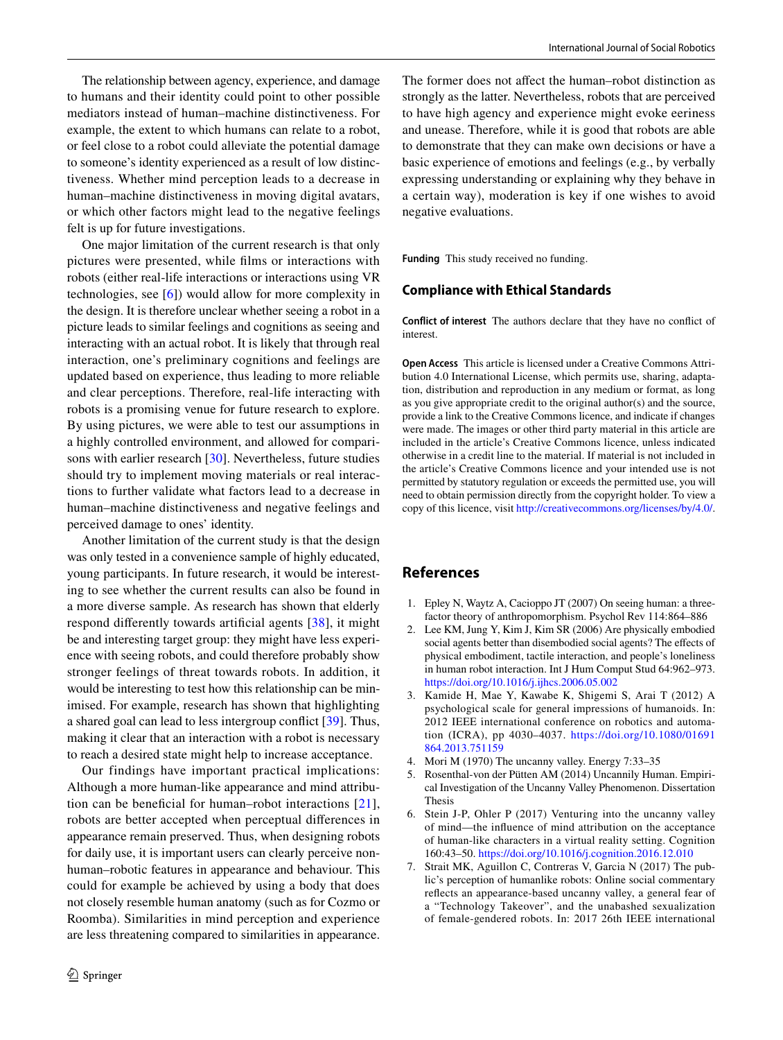The relationship between agency, experience, and damage to humans and their identity could point to other possible mediators instead of human–machine distinctiveness. For example, the extent to which humans can relate to a robot, or feel close to a robot could alleviate the potential damage to someone's identity experienced as a result of low distinctiveness. Whether mind perception leads to a decrease in human–machine distinctiveness in moving digital avatars, or which other factors might lead to the negative feelings felt is up for future investigations.

One major limitation of the current research is that only pictures were presented, while films or interactions with robots (either real-life interactions or interactions using VR technologies, see [6]) would allow for more complexity in the design. It is therefore unclear whether seeing a robot in a picture leads to similar feelings and cognitions as seeing and interacting with an actual robot. It is likely that through real interaction, one's preliminary cognitions and feelings are updated based on experience, thus leading to more reliable and clear perceptions. Therefore, real-life interacting with robots is a promising venue for future research to explore. By using pictures, we were able to test our assumptions in a highly controlled environment, and allowed for comparisons with earlier research [30]. Nevertheless, future studies should try to implement moving materials or real interactions to further validate what factors lead to a decrease in human–machine distinctiveness and negative feelings and perceived damage to ones' identity.

Another limitation of the current study is that the design was only tested in a convenience sample of highly educated, young participants. In future research, it would be interesting to see whether the current results can also be found in a more diverse sample. As research has shown that elderly respond differently towards artificial agents [38], it might be and interesting target group: they might have less experience with seeing robots, and could therefore probably show stronger feelings of threat towards robots. In addition, it would be interesting to test how this relationship can be minimised. For example, research has shown that highlighting a shared goal can lead to less intergroup conflict [39]. Thus, making it clear that an interaction with a robot is necessary to reach a desired state might help to increase acceptance.

Our findings have important practical implications: Although a more human-like appearance and mind attribution can be beneficial for human–robot interactions [21], robots are better accepted when perceptual differences in appearance remain preserved. Thus, when designing robots for daily use, it is important users can clearly perceive non-human–robotic features in appearance and behaviour. This could for example be achieved by using a body that does not closely resemble human anatomy (such as for Cozmo or Roomba). Similarities in mind perception and experience are less threatening compared to similarities in appearance. The former does not affect the human–robot distinction as strongly as the latter. Nevertheless, robots that are perceived to have high agency and experience might evoke eeriness and unease. Therefore, while it is good that robots are able to demonstrate that they can make own decisions or have a basic experience of emotions and feelings (e.g., by verbally expressing understanding or explaining why they behave in a certain way), moderation is key if one wishes to avoid negative evaluations.

**Funding** This study received no funding.

## Compliance with Ethical Standards

**Conflict of interest** The authors declare that they have no conflict of interest.

**Open Access** This article is licensed under a Creative Commons Attribution 4.0 International License, which permits use, sharing, adaptation, distribution and reproduction in any medium or format, as long as you give appropriate credit to the original author(s) and the source, provide a link to the Creative Commons licence, and indicate if changes were made. The images or other third party material in this article are included in the article's Creative Commons licence, unless indicated otherwise in a credit line to the material. If material is not included in the article's Creative Commons licence and your intended use is not permitted by statutory regulation or exceeds the permitted use, you will need to obtain permission directly from the copyright holder. To view a copy of this licence, visit http://creativecommons.org/licenses/by/4.0/.

## References

1. Epley N, Waytz A, Cacioppo JT (2007) On seeing human: a three-factor theory of anthropomorphism. Psychol Rev 114:864–886
2. Lee KM, Jung Y, Kim J, Kim SR (2006) Are physically embodied social agents better than disembodied social agents? The effects of physical embodiment, tactile interaction, and people's loneliness in human robot interaction. Int J Hum Comput Stud 64:962–973. https://doi.org/10.1016/j.ijhcs.2006.05.002
3. Kamide H, Mae Y, Kawabe K, Shigemi S, Arai T (2012) A psychological scale for general impressions of humanoids. In: 2012 IEEE international conference on robotics and automation (ICRA), pp 4030–4037. https://doi.org/10.1080/01691864.2013.751159
4. Mori M (1970) The uncanny valley. Energy 7:33–35
5. Rosenthal-von der Pütten AM (2014) Uncannily Human. Empirical Investigation of the Uncanny Valley Phenomenon. Dissertation Thesis
6. Stein J-P, Ohler P (2017) Venturing into the uncanny valley of mind—the influence of mind attribution on the acceptance of human-like characters in a virtual reality setting. Cognition 160:43–50. https://doi.org/10.1016/j.cognition.2016.12.010
7. Strait MK, Aguillon C, Contreras V, Garcia N (2017) The public's perception of humanlike robots: Online social commentary reflects an appearance-based uncanny valley, a general fear of a "Technology Takeover", and the unabashed sexualization of female-gendered robots. In: 2017 26th IEEE international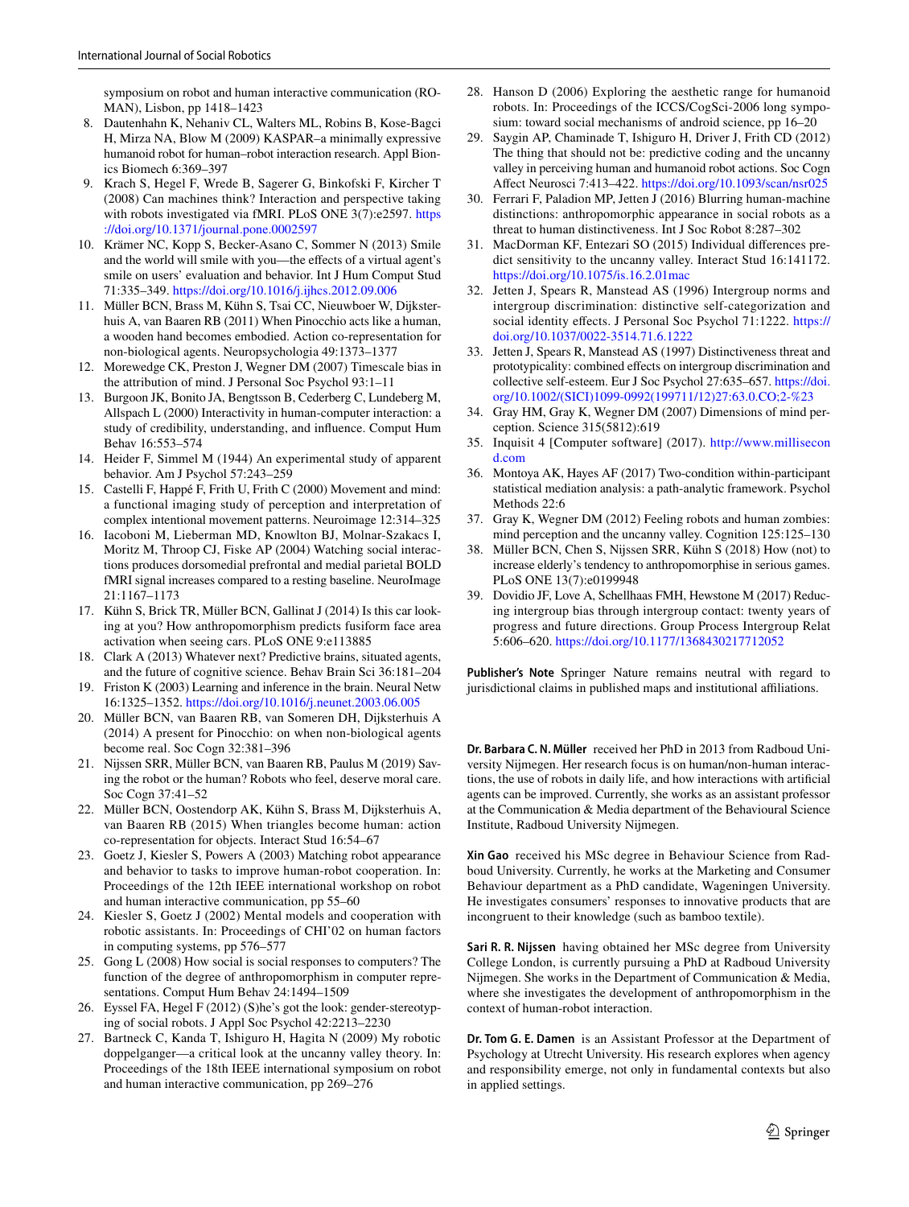symposium on robot and human interactive communication (RO-MAN), Lisbon, pp 1418–1423

8. Dautenhahn K, Nehaniv CL, Walters ML, Robins B, Kose-Bagci H, Mirza NA, Blow M (2009) KASPAR–a minimally expressive humanoid robot for human–robot interaction research. Appl Bionics Biomech 6:369–397
9. Krach S, Hegel F, Wrede B, Sagerer G, Binkofski F, Kircher T (2008) Can machines think? Interaction and perspective taking with robots investigated via fMRI. PLoS ONE 3(7):e2597. https://doi.org/10.1371/journal.pone.0002597
10. Krämer NC, Kopp S, Becker-Asano C, Sommer N (2013) Smile and the world will smile with you—the effects of a virtual agent's smile on users' evaluation and behavior. Int J Hum Comput Stud 71:335–349. https://doi.org/10.1016/j.ijhcs.2012.09.006
11. Müller BCN, Brass M, Kühn S, Tsai CC, Nieuwboer W, Dijksterhuis A, van Baaren RB (2011) When Pinocchio acts like a human, a wooden hand becomes embodied. Action co-representation for non-biological agents. Neuropsychologia 49:1373–1377
12. Morewedge CK, Preston J, Wegner DM (2007) Timescale bias in the attribution of mind. J Personal Soc Psychol 93:1–11
13. Burgoon JK, Bonito JA, Bengtsson B, Cederberg C, Lundeberg M, Allspach L (2000) Interactivity in human-computer interaction: a study of credibility, understanding, and influence. Comput Hum Behav 16:553–574
14. Heider F, Simmel M (1944) An experimental study of apparent behavior. Am J Psychol 57:243–259
15. Castelli F, Happé F, Frith U, Frith C (2000) Movement and mind: a functional imaging study of perception and interpretation of complex intentional movement patterns. Neuroimage 12:314–325
16. Iacoboni M, Lieberman MD, Knowlton BJ, Molnar-Szakacs I, Moritz M, Throop CJ, Fiske AP (2004) Watching social interactions produces dorsomedial prefrontal and medial parietal BOLD fMRI signal increases compared to a resting baseline. NeuroImage 21:1167–1173
17. Kühn S, Brick TR, Müller BCN, Gallinat J (2014) Is this car looking at you? How anthropomorphism predicts fusiform face area activation when seeing cars. PLoS ONE 9:e113885
18. Clark A (2013) Whatever next? Predictive brains, situated agents, and the future of cognitive science. Behav Brain Sci 36:181–204
19. Friston K (2003) Learning and inference in the brain. Neural Netw 16:1325–1352. https://doi.org/10.1016/j.neunet.2003.06.005
20. Müller BCN, van Baaren RB, van Someren DH, Dijksterhuis A (2014) A present for Pinocchio: on when non-biological agents become real. Soc Cogn 32:381–396
21. Nijssen SRR, Müller BCN, van Baaren RB, Paulus M (2019) Saving the robot or the human? Robots who feel, deserve moral care. Soc Cogn 37:41–52
22. Müller BCN, Oostendorp AK, Kühn S, Brass M, Dijksterhuis A, van Baaren RB (2015) When triangles become human: action co-representation for objects. Interact Stud 16:54–67
23. Goetz J, Kiesler S, Powers A (2003) Matching robot appearance and behavior to tasks to improve human-robot cooperation. In: Proceedings of the 12th IEEE international workshop on robot and human interactive communication, pp 55–60
24. Kiesler S, Goetz J (2002) Mental models and cooperation with robotic assistants. In: Proceedings of CHI'02 on human factors in computing systems, pp 576–577
25. Gong L (2008) How social is social responses to computers? The function of the degree of anthropomorphism in computer representations. Comput Hum Behav 24:1494–1509
26. Eyssel FA, Hegel F (2012) (S)he's got the look: gender-stereotyping of social robots. J Appl Soc Psychol 42:2213–2230
27. Bartneck C, Kanda T, Ishiguro H, Hagita N (2009) My robotic doppelganger—a critical look at the uncanny valley theory. In: Proceedings of the 18th IEEE international symposium on robot and human interactive communication, pp 269–276
28. Hanson D (2006) Exploring the aesthetic range for humanoid robots. In: Proceedings of the ICCS/CogSci-2006 long symposium: toward social mechanisms of android science, pp 16–20
29. Saygin AP, Chaminade T, Ishiguro H, Driver J, Frith CD (2012) The thing that should not be: predictive coding and the uncanny valley in perceiving human and humanoid robot actions. Soc Cogn Affect Neurosci 7:413–422. https://doi.org/10.1093/scan/nsr025
30. Ferrari F, Paladion MP, Jetten J (2016) Blurring human-machine distinctions: anthropomorphic appearance in social robots as a threat to human distinctiveness. Int J Soc Robot 8:287–302
31. MacDorman KF, Entezari SO (2015) Individual differences predict sensitivity to the uncanny valley. Interact Stud 16:141172. https://doi.org/10.1075/is.16.2.01mac
32. Jetten J, Spears R, Manstead AS (1996) Intergroup norms and intergroup discrimination: distinctive self-categorization and social identity effects. J Personal Soc Psychol 71:1222. https://doi.org/10.1037/0022-3514.71.6.1222
33. Jetten J, Spears R, Manstead AS (1997) Distinctiveness threat and prototypicality: combined effects on intergroup discrimination and collective self-esteem. Eur J Soc Psychol 27:635–657. https://doi.org/10.1002/(SICI)1099-0992(199711/12)27:63.0.CO;2-%23
34. Gray HM, Gray K, Wegner DM (2007) Dimensions of mind perception. Science 315(5812):619
35. Inquisit 4 [Computer software] (2017). http://www.millisecond.com
36. Montoya AK, Hayes AF (2017) Two-condition within-participant statistical mediation analysis: a path-analytic framework. Psychol Methods 22:6
37. Gray K, Wegner DM (2012) Feeling robots and human zombies: mind perception and the uncanny valley. Cognition 125:125–130
38. Müller BCN, Chen S, Nijssen SRR, Kühn S (2018) How (not) to increase elderly's tendency to anthropomorphise in serious games. PLoS ONE 13(7):e0199948
39. Dovidio JF, Love A, Schellhaas FMH, Hewstone M (2017) Reducing intergroup bias through intergroup contact: twenty years of progress and future directions. Group Process Intergroup Relat 5:606–620. https://doi.org/10.1177/1368430217712052

**Publisher's Note** Springer Nature remains neutral with regard to jurisdictional claims in published maps and institutional affiliations.

**Dr. Barbara C. N. Müller** received her PhD in 2013 from Radboud University Nijmegen. Her research focus is on human/non-human interactions, the use of robots in daily life, and how interactions with artificial agents can be improved. Currently, she works as an assistant professor at the Communication & Media department of the Behavioural Science Institute, Radboud University Nijmegen.

**Xin Gao** received his MSc degree in Behaviour Science from Radboud University. Currently, he works at the Marketing and Consumer Behaviour department as a PhD candidate, Wageningen University. He investigates consumers' responses to innovative products that are incongruent to their knowledge (such as bamboo textile).

**Sari R. R. Nijssen** having obtained her MSc degree from University College London, is currently pursuing a PhD at Radboud University Nijmegen. She works in the Department of Communication & Media, where she investigates the development of anthropomorphism in the context of human-robot interaction.

**Dr. Tom G. E. Damen** is an Assistant Professor at the Department of Psychology at Utrecht University. His research explores when agency and responsibility emerge, not only in fundamental contexts but also in applied settings.